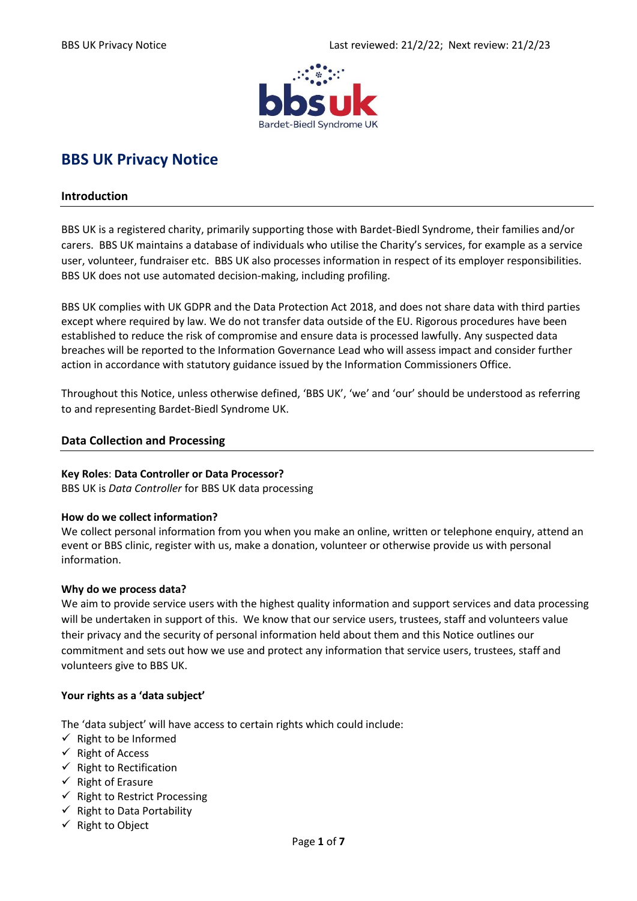# BBS UK Privacy Notice

## Introduction

BBS UK is a registered charity, primarily supporting those with Bardet-Biedl Syndrome, their families and/or carers. BBS UK maintains a database of individuals who utilise the Charity's services, for example as a service user, volunteer, fundraiser etc. BBS UK also processes information in respect of its employer responsibilities. BBS UK does not use automated decision-making, including profiling.

BBS UK complies with UK GDPR and the Data Protection Act 2018, and does not share data with third parties except where required by law. We do not transfer data outside of the EU. Rigorous procedures have been established to reduce the risk of compromise and ensure data is processed lawfully. Any suspected data breaches will be reported to the Information Governance Lead who will assess impact and consider further action in accordance with statutory guidance issued by the Information Commissioners Office.

Throughout this Notice, unless otherwise defined, 'BBS UK', 'we' and 'our' should be understood as referring to and representing Bardet-Biedl Syndrome UK.

## Data Collection and Processing

**Key Roles**: **Data Controller or Data Processor?**
BBS UK is *Data Controller* for BBS UK data processing

**How do we collect information?**
We collect personal information from you when you make an online, written or telephone enquiry, attend an event or BBS clinic, register with us, make a donation, volunteer or otherwise provide us with personal information.

**Why do we process data?**
We aim to provide service users with the highest quality information and support services and data processing will be undertaken in support of this. We know that our service users, trustees, staff and volunteers value their privacy and the security of personal information held about them and this Notice outlines our commitment and sets out how we use and protect any information that service users, trustees, staff and volunteers give to BBS UK.

**Your rights as a 'data subject'**

The 'data subject' will have access to certain rights which could include:

- ✓ Right to be Informed
- ✓ Right of Access
- ✓ Right to Rectification
- ✓ Right of Erasure
- ✓ Right to Restrict Processing
- ✓ Right to Data Portability
- ✓ Right to Object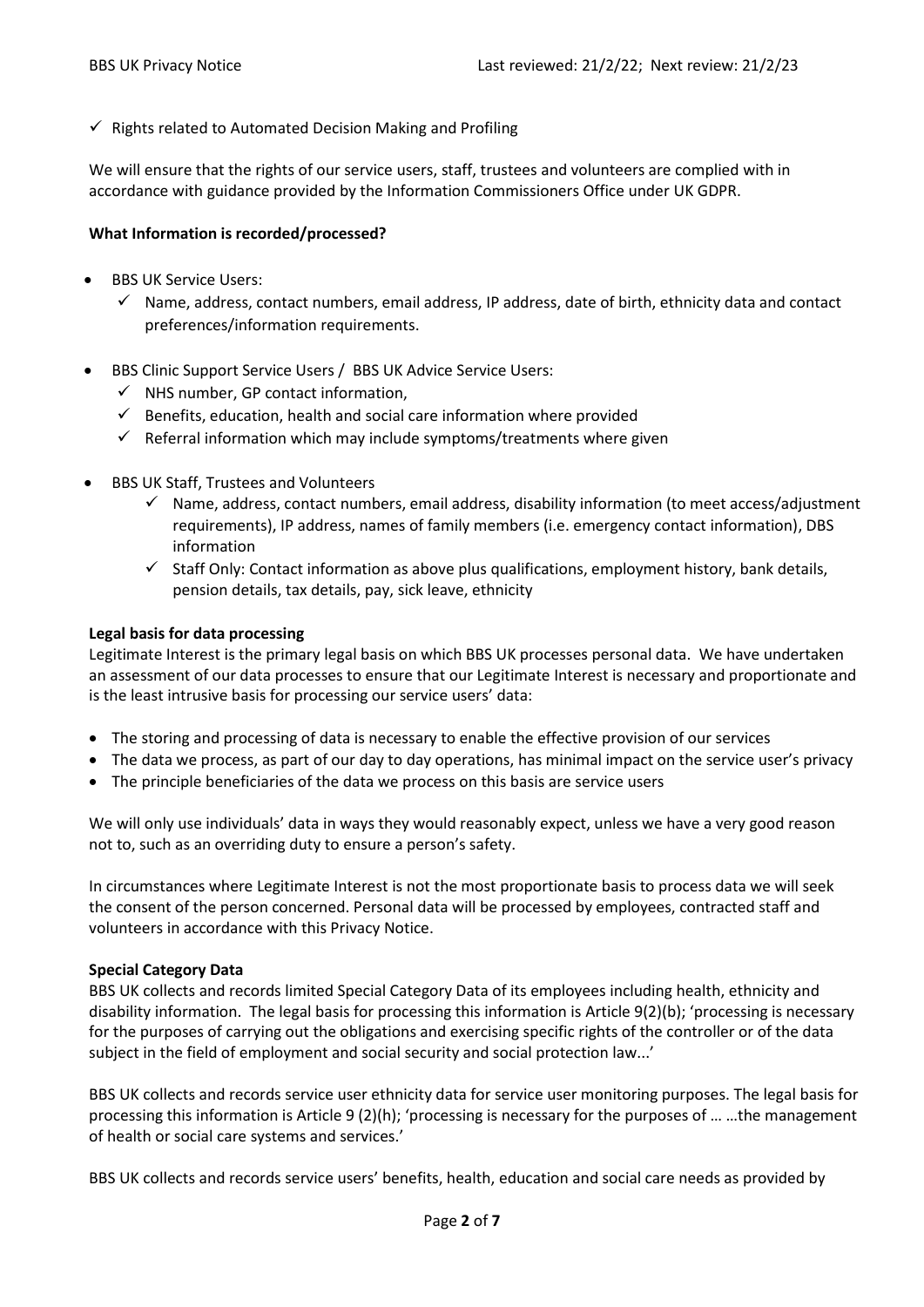- ✓ Rights related to Automated Decision Making and Profiling

We will ensure that the rights of our service users, staff, trustees and volunteers are complied with in accordance with guidance provided by the Information Commissioners Office under UK GDPR.

**What Information is recorded/processed?**

- BBS UK Service Users:
  - ✓ Name, address, contact numbers, email address, IP address, date of birth, ethnicity data and contact preferences/information requirements.
- BBS Clinic Support Service Users / BBS UK Advice Service Users:
  - ✓ NHS number, GP contact information,
  - ✓ Benefits, education, health and social care information where provided
  - ✓ Referral information which may include symptoms/treatments where given
- BBS UK Staff, Trustees and Volunteers
  - ✓ Name, address, contact numbers, email address, disability information (to meet access/adjustment requirements), IP address, names of family members (i.e. emergency contact information), DBS information
  - ✓ Staff Only: Contact information as above plus qualifications, employment history, bank details, pension details, tax details, pay, sick leave, ethnicity

**Legal basis for data processing**

Legitimate Interest is the primary legal basis on which BBS UK processes personal data. We have undertaken an assessment of our data processes to ensure that our Legitimate Interest is necessary and proportionate and is the least intrusive basis for processing our service users' data:

- The storing and processing of data is necessary to enable the effective provision of our services
- The data we process, as part of our day to day operations, has minimal impact on the service user's privacy
- The principle beneficiaries of the data we process on this basis are service users

We will only use individuals' data in ways they would reasonably expect, unless we have a very good reason not to, such as an overriding duty to ensure a person's safety.

In circumstances where Legitimate Interest is not the most proportionate basis to process data we will seek the consent of the person concerned. Personal data will be processed by employees, contracted staff and volunteers in accordance with this Privacy Notice.

**Special Category Data**

BBS UK collects and records limited Special Category Data of its employees including health, ethnicity and disability information. The legal basis for processing this information is Article 9(2)(b); 'processing is necessary for the purposes of carrying out the obligations and exercising specific rights of the controller or of the data subject in the field of employment and social security and social protection law...'

BBS UK collects and records service user ethnicity data for service user monitoring purposes. The legal basis for processing this information is Article 9 (2)(h); 'processing is necessary for the purposes of … …the management of health or social care systems and services.'

BBS UK collects and records service users' benefits, health, education and social care needs as provided by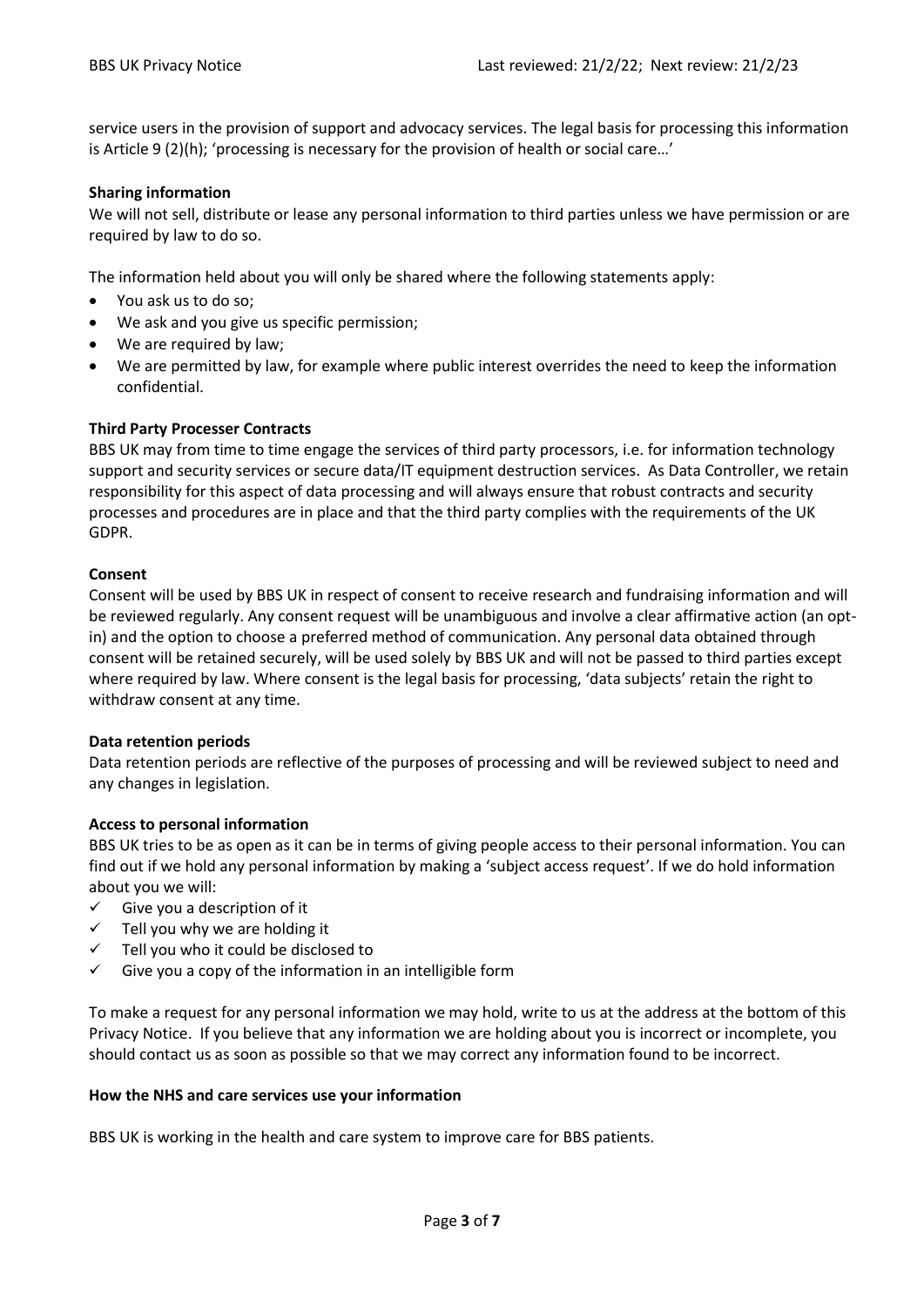service users in the provision of support and advocacy services. The legal basis for processing this information is Article 9 (2)(h); 'processing is necessary for the provision of health or social care…'

**Sharing information**

We will not sell, distribute or lease any personal information to third parties unless we have permission or are required by law to do so.

The information held about you will only be shared where the following statements apply:

- You ask us to do so;
- We ask and you give us specific permission;
- We are required by law;
- We are permitted by law, for example where public interest overrides the need to keep the information confidential.

**Third Party Processer Contracts**

BBS UK may from time to time engage the services of third party processors, i.e. for information technology support and security services or secure data/IT equipment destruction services. As Data Controller, we retain responsibility for this aspect of data processing and will always ensure that robust contracts and security processes and procedures are in place and that the third party complies with the requirements of the UK GDPR.

**Consent**

Consent will be used by BBS UK in respect of consent to receive research and fundraising information and will be reviewed regularly. Any consent request will be unambiguous and involve a clear affirmative action (an opt-in) and the option to choose a preferred method of communication. Any personal data obtained through consent will be retained securely, will be used solely by BBS UK and will not be passed to third parties except where required by law. Where consent is the legal basis for processing, 'data subjects' retain the right to withdraw consent at any time.

**Data retention periods**

Data retention periods are reflective of the purposes of processing and will be reviewed subject to need and any changes in legislation.

**Access to personal information**

BBS UK tries to be as open as it can be in terms of giving people access to their personal information. You can find out if we hold any personal information by making a 'subject access request'. If we do hold information about you we will:

- ✓ Give you a description of it
- ✓ Tell you why we are holding it
- ✓ Tell you who it could be disclosed to
- ✓ Give you a copy of the information in an intelligible form

To make a request for any personal information we may hold, write to us at the address at the bottom of this Privacy Notice. If you believe that any information we are holding about you is incorrect or incomplete, you should contact us as soon as possible so that we may correct any information found to be incorrect.

**How the NHS and care services use your information**

BBS UK is working in the health and care system to improve care for BBS patients.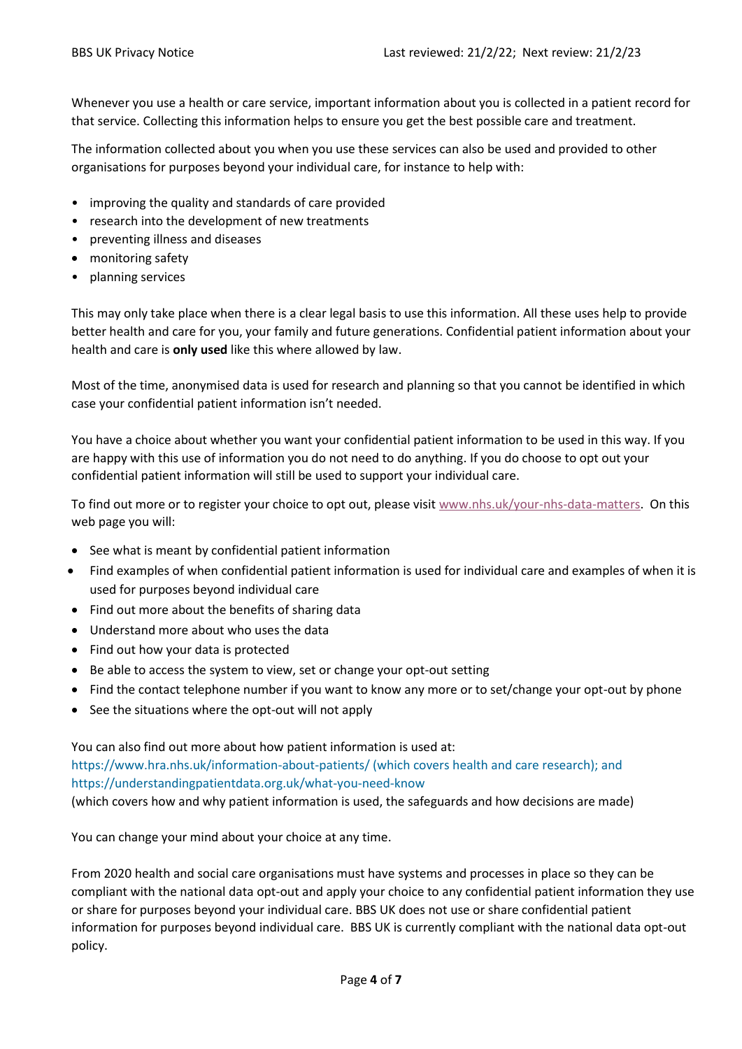Whenever you use a health or care service, important information about you is collected in a patient record for that service. Collecting this information helps to ensure you get the best possible care and treatment.

The information collected about you when you use these services can also be used and provided to other organisations for purposes beyond your individual care, for instance to help with:

- improving the quality and standards of care provided
- research into the development of new treatments
- preventing illness and diseases
- monitoring safety
- planning services

This may only take place when there is a clear legal basis to use this information. All these uses help to provide better health and care for you, your family and future generations. Confidential patient information about your health and care is **only used** like this where allowed by law.

Most of the time, anonymised data is used for research and planning so that you cannot be identified in which case your confidential patient information isn't needed.

You have a choice about whether you want your confidential patient information to be used in this way. If you are happy with this use of information you do not need to do anything. If you do choose to opt out your confidential patient information will still be used to support your individual care.

To find out more or to register your choice to opt out, please visit [www.nhs.uk/your-nhs-data-matters](http://www.nhs.uk/your-nhs-data-matters). On this web page you will:

- See what is meant by confidential patient information
- Find examples of when confidential patient information is used for individual care and examples of when it is used for purposes beyond individual care
- Find out more about the benefits of sharing data
- Understand more about who uses the data
- Find out how your data is protected
- Be able to access the system to view, set or change your opt-out setting
- Find the contact telephone number if you want to know any more or to set/change your opt-out by phone
- See the situations where the opt-out will not apply

You can also find out more about how patient information is used at:
https://www.hra.nhs.uk/information-about-patients/ (which covers health and care research); and
https://understandingpatientdata.org.uk/what-you-need-know
(which covers how and why patient information is used, the safeguards and how decisions are made)

You can change your mind about your choice at any time.

From 2020 health and social care organisations must have systems and processes in place so they can be compliant with the national data opt-out and apply your choice to any confidential patient information they use or share for purposes beyond your individual care. BBS UK does not use or share confidential patient information for purposes beyond individual care. BBS UK is currently compliant with the national data opt-out policy.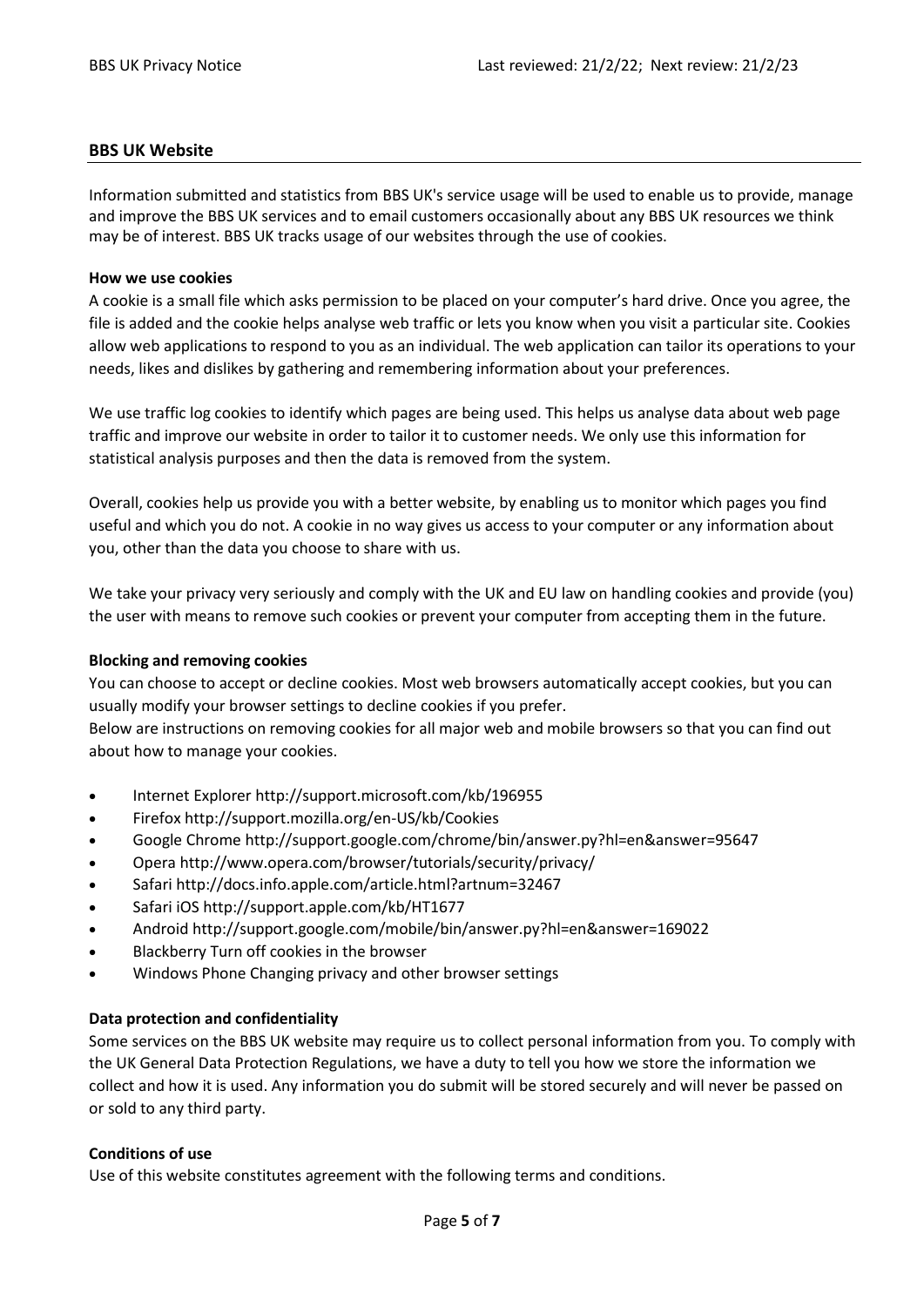## BBS UK Website

Information submitted and statistics from BBS UK's service usage will be used to enable us to provide, manage and improve the BBS UK services and to email customers occasionally about any BBS UK resources we think may be of interest. BBS UK tracks usage of our websites through the use of cookies.

### How we use cookies

A cookie is a small file which asks permission to be placed on your computer's hard drive. Once you agree, the file is added and the cookie helps analyse web traffic or lets you know when you visit a particular site. Cookies allow web applications to respond to you as an individual. The web application can tailor its operations to your needs, likes and dislikes by gathering and remembering information about your preferences.

We use traffic log cookies to identify which pages are being used. This helps us analyse data about web page traffic and improve our website in order to tailor it to customer needs. We only use this information for statistical analysis purposes and then the data is removed from the system.

Overall, cookies help us provide you with a better website, by enabling us to monitor which pages you find useful and which you do not. A cookie in no way gives us access to your computer or any information about you, other than the data you choose to share with us.

We take your privacy very seriously and comply with the UK and EU law on handling cookies and provide (you) the user with means to remove such cookies or prevent your computer from accepting them in the future.

### Blocking and removing cookies

You can choose to accept or decline cookies. Most web browsers automatically accept cookies, but you can usually modify your browser settings to decline cookies if you prefer.
Below are instructions on removing cookies for all major web and mobile browsers so that you can find out about how to manage your cookies.

- Internet Explorer http://support.microsoft.com/kb/196955
- Firefox http://support.mozilla.org/en-US/kb/Cookies
- Google Chrome http://support.google.com/chrome/bin/answer.py?hl=en&answer=95647
- Opera http://www.opera.com/browser/tutorials/security/privacy/
- Safari http://docs.info.apple.com/article.html?artnum=32467
- Safari iOS http://support.apple.com/kb/HT1677
- Android http://support.google.com/mobile/bin/answer.py?hl=en&answer=169022
- Blackberry Turn off cookies in the browser
- Windows Phone Changing privacy and other browser settings

### Data protection and confidentiality

Some services on the BBS UK website may require us to collect personal information from you. To comply with the UK General Data Protection Regulations, we have a duty to tell you how we store the information we collect and how it is used. Any information you do submit will be stored securely and will never be passed on or sold to any third party.

### Conditions of use

Use of this website constitutes agreement with the following terms and conditions.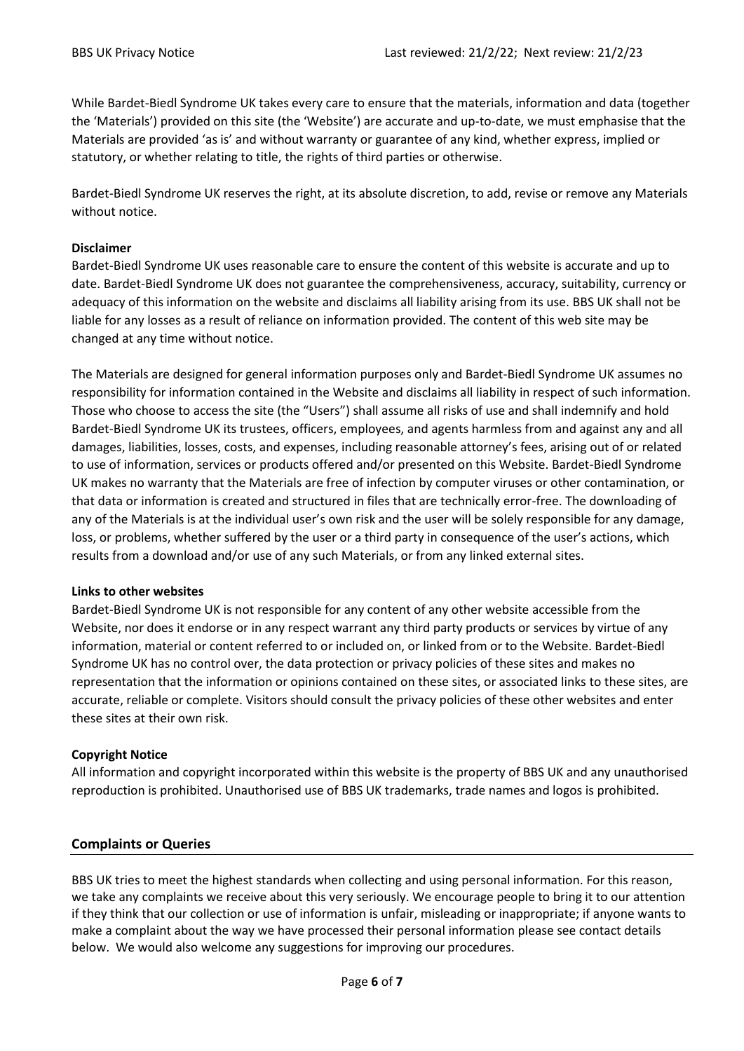While Bardet-Biedl Syndrome UK takes every care to ensure that the materials, information and data (together the 'Materials') provided on this site (the 'Website') are accurate and up-to-date, we must emphasise that the Materials are provided 'as is' and without warranty or guarantee of any kind, whether express, implied or statutory, or whether relating to title, the rights of third parties or otherwise.

Bardet-Biedl Syndrome UK reserves the right, at its absolute discretion, to add, revise or remove any Materials without notice.

**Disclaimer**

Bardet-Biedl Syndrome UK uses reasonable care to ensure the content of this website is accurate and up to date. Bardet-Biedl Syndrome UK does not guarantee the comprehensiveness, accuracy, suitability, currency or adequacy of this information on the website and disclaims all liability arising from its use. BBS UK shall not be liable for any losses as a result of reliance on information provided. The content of this web site may be changed at any time without notice.

The Materials are designed for general information purposes only and Bardet-Biedl Syndrome UK assumes no responsibility for information contained in the Website and disclaims all liability in respect of such information. Those who choose to access the site (the "Users") shall assume all risks of use and shall indemnify and hold Bardet-Biedl Syndrome UK its trustees, officers, employees, and agents harmless from and against any and all damages, liabilities, losses, costs, and expenses, including reasonable attorney's fees, arising out of or related to use of information, services or products offered and/or presented on this Website. Bardet-Biedl Syndrome UK makes no warranty that the Materials are free of infection by computer viruses or other contamination, or that data or information is created and structured in files that are technically error-free. The downloading of any of the Materials is at the individual user's own risk and the user will be solely responsible for any damage, loss, or problems, whether suffered by the user or a third party in consequence of the user's actions, which results from a download and/or use of any such Materials, or from any linked external sites.

**Links to other websites**

Bardet-Biedl Syndrome UK is not responsible for any content of any other website accessible from the Website, nor does it endorse or in any respect warrant any third party products or services by virtue of any information, material or content referred to or included on, or linked from or to the Website. Bardet-Biedl Syndrome UK has no control over, the data protection or privacy policies of these sites and makes no representation that the information or opinions contained on these sites, or associated links to these sites, are accurate, reliable or complete. Visitors should consult the privacy policies of these other websites and enter these sites at their own risk.

**Copyright Notice**

All information and copyright incorporated within this website is the property of BBS UK and any unauthorised reproduction is prohibited. Unauthorised use of BBS UK trademarks, trade names and logos is prohibited.

## Complaints or Queries

BBS UK tries to meet the highest standards when collecting and using personal information. For this reason, we take any complaints we receive about this very seriously. We encourage people to bring it to our attention if they think that our collection or use of information is unfair, misleading or inappropriate; if anyone wants to make a complaint about the way we have processed their personal information please see contact details below. We would also welcome any suggestions for improving our procedures.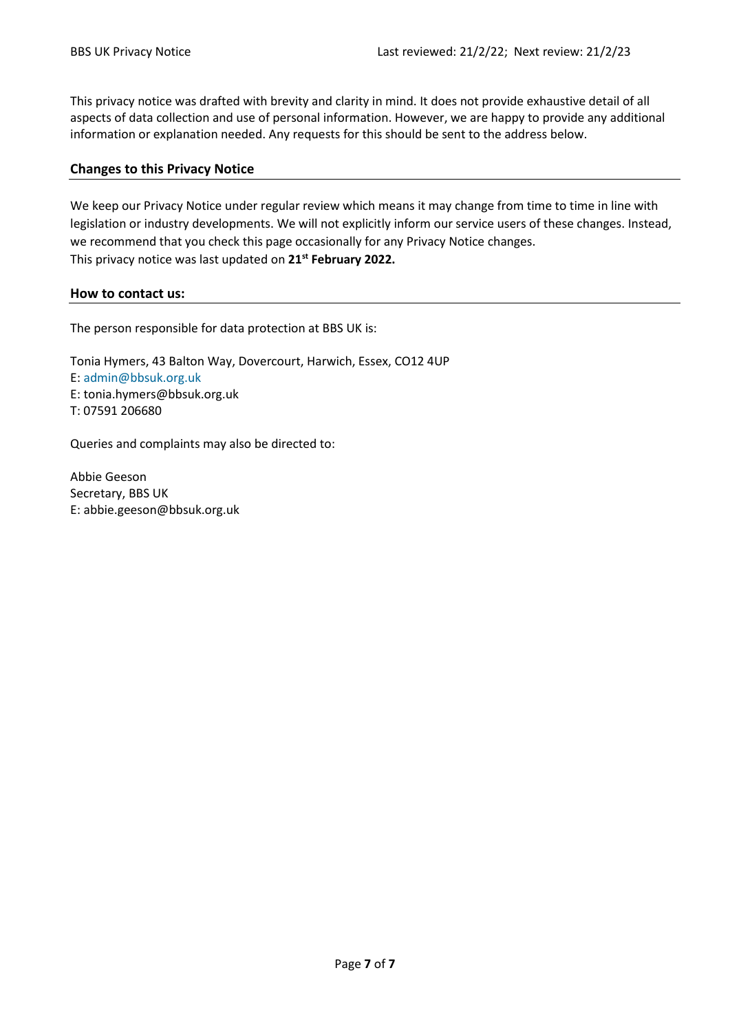This privacy notice was drafted with brevity and clarity in mind. It does not provide exhaustive detail of all aspects of data collection and use of personal information. However, we are happy to provide any additional information or explanation needed. Any requests for this should be sent to the address below.

## Changes to this Privacy Notice

We keep our Privacy Notice under regular review which means it may change from time to time in line with legislation or industry developments. We will not explicitly inform our service users of these changes. Instead, we recommend that you check this page occasionally for any Privacy Notice changes.
This privacy notice was last updated on **21st February 2022.**

## How to contact us:

The person responsible for data protection at BBS UK is:

Tonia Hymers, 43 Balton Way, Dovercourt, Harwich, Essex, CO12 4UP
E: admin@bbsuk.org.uk
E: tonia.hymers@bbsuk.org.uk
T: 07591 206680

Queries and complaints may also be directed to:

Abbie Geeson
Secretary, BBS UK
E: abbie.geeson@bbsuk.org.uk